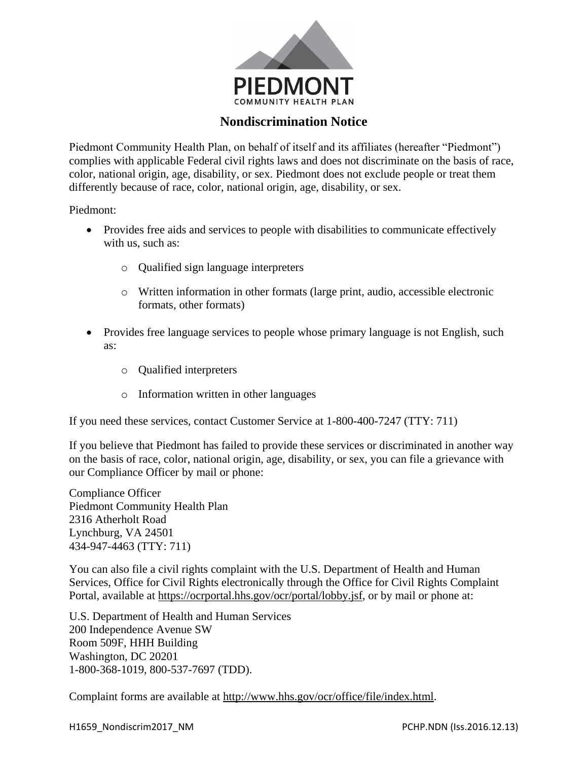PIEDMONT

COMMUNITY HEALTH PLAN

# Nondiscrimination Notice

Piedmont Community Health Plan, on behalf of itself and its affiliates (hereafter "Piedmont") complies with applicable Federal civil rights laws and does not discriminate on the basis of race, color, national origin, age, disability, or sex. Piedmont does not exclude people or treat them differently because of race, color, national origin, age, disability, or sex.

Piedmont:

- Provides free aids and services to people with disabilities to communicate effectively with us, such as:
  - Qualified sign language interpreters
  - Written information in other formats (large print, audio, accessible electronic formats, other formats)
- Provides free language services to people whose primary language is not English, such as:
  - Qualified interpreters
  - Information written in other languages

If you need these services, contact Customer Service at 1-800-400-7247 (TTY: 711)

If you believe that Piedmont has failed to provide these services or discriminated in another way on the basis of race, color, national origin, age, disability, or sex, you can file a grievance with our Compliance Officer by mail or phone:

Compliance Officer
Piedmont Community Health Plan
2316 Atherholt Road
Lynchburg, VA 24501
434-947-4463 (TTY: 711)

You can also file a civil rights complaint with the U.S. Department of Health and Human Services, Office for Civil Rights electronically through the Office for Civil Rights Complaint Portal, available at https://ocrportal.hhs.gov/ocr/portal/lobby.jsf, or by mail or phone at:

U.S. Department of Health and Human Services
200 Independence Avenue SW
Room 509F, HHH Building
Washington, DC 20201
1-800-368-1019, 800-537-7697 (TDD).

Complaint forms are available at http://www.hhs.gov/ocr/office/file/index.html.

H1659_Nondiscrim2017_NM PCHP.NDN (Iss.2016.12.13)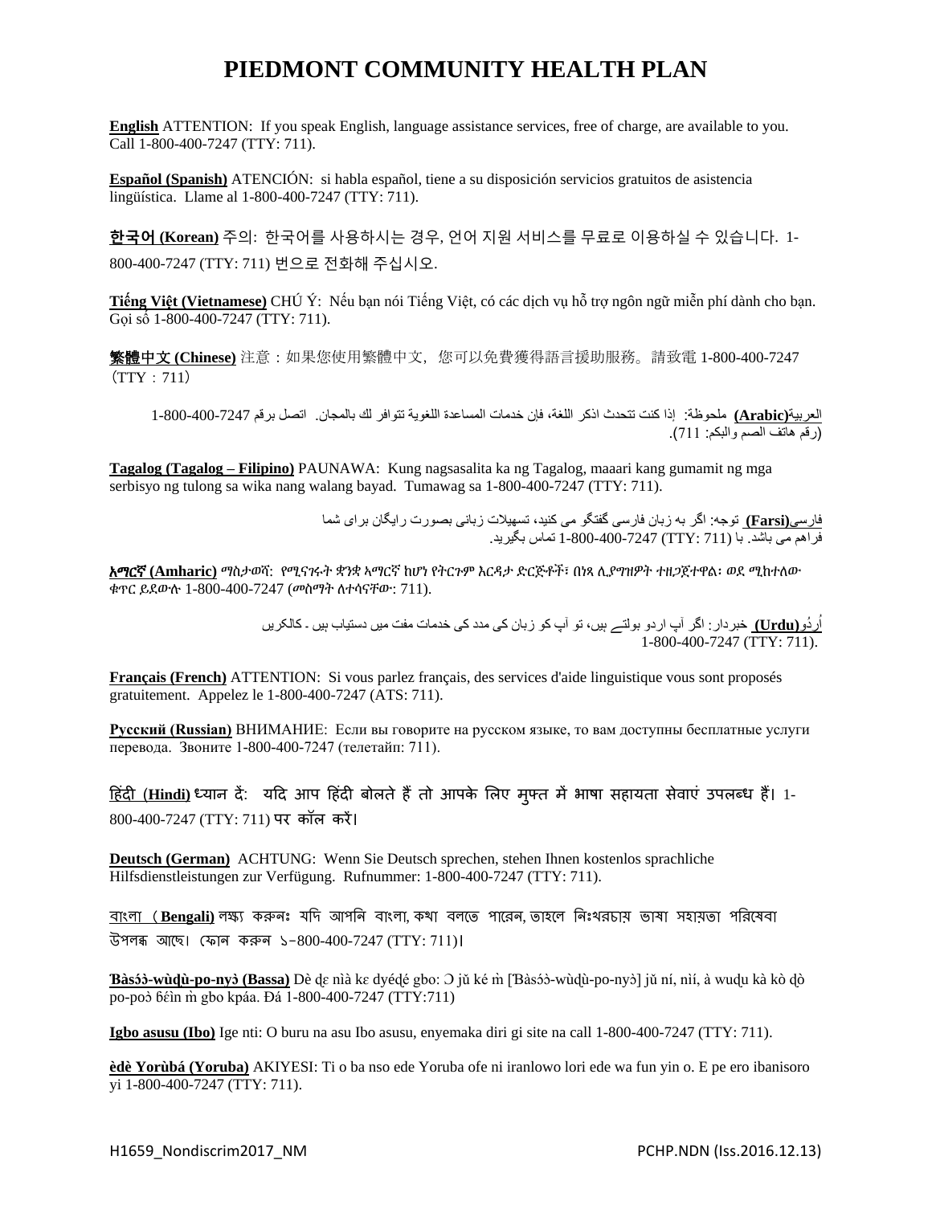# PIEDMONT COMMUNITY HEALTH PLAN

**English** ATTENTION: If you speak English, language assistance services, free of charge, are available to you. Call 1-800-400-7247 (TTY: 711).

**Español (Spanish)** ATENCIÓN: si habla español, tiene a su disposición servicios gratuitos de asistencia lingüística. Llame al 1-800-400-7247 (TTY: 711).

**한국어 (Korean)** 주의: 한국어를 사용하시는 경우, 언어 지원 서비스를 무료로 이용하실 수 있습니다. 1-800-400-7247 (TTY: 711) 번으로 전화해 주십시오.

**Tiếng Việt (Vietnamese)** CHÚ Ý: Nếu bạn nói Tiếng Việt, có các dịch vụ hỗ trợ ngôn ngữ miễn phí dành cho bạn. Gọi số 1-800-400-7247 (TTY: 711).

**繁體中文 (Chinese)** 注意：如果您使用繁體中文，您可以免費獲得語言援助服務。請致電 1-800-400-7247（TTY：711）

**العربية (Arabic)** ملحوظة: إذا كنت تتحدث اذكر اللغة، فإن خدمات المساعدة اللغوية تتوافر لك بالمجان. اتصل برقم 1-800-400-7247 (رقم هاتف الصم والبكم: 711).

**Tagalog (Tagalog – Filipino)** PAUNAWA: Kung nagsasalita ka ng Tagalog, maaari kang gumamit ng mga serbisyo ng tulong sa wika nang walang bayad. Tumawag sa 1-800-400-7247 (TTY: 711).

**فارسی (Farsi)** توجه: اگر به زبان فارسی گفتگو می کنید، تسهیلات زبانی بصورت رایگان برای شما فراهم می باشد. با (TTY: 711) 1-800-400-7247 تماس بگیرید.

**አማርኛ (Amharic)** ማስታወሻ: የሚናገሩት ቋንቋ ኣማርኛ ከሆነ የትርጉም እርዳታ ድርጅቶች፣ በነጻ ሊያግዝዎት ተዘጋጀተዋል፡ ወደ ሚከተለው ቁጥር ይደውሉ 1-800-400-7247 (መስማት ለተሳናቸው: 711).

**اُردُو (Urdu)** خبردار: اگر آپ اردو بولتے ہیں، تو آپ کو زبان کی مدد کی خدمات مفت میں دستیاب ہیں ۔ کال کریں 1-800-400-7247 (TTY: 711).

**Français (French)** ATTENTION: Si vous parlez français, des services d'aide linguistique vous sont proposés gratuitement. Appelez le 1-800-400-7247 (ATS: 711).

**Русский (Russian)** ВНИМАНИЕ: Если вы говорите на русском языке, то вам доступны бесплатные услуги перевода. Звоните 1-800-400-7247 (телетайп: 711).

**हिंदी (Hindi)** ध्यान दें: यदि आप हिंदी बोलते हैं तो आपके लिए मुफ्त में भाषा सहायता सेवाएं उपलब्ध हैं। 1-800-400-7247 (TTY: 711) पर कॉल करें।

**Deutsch (German)** ACHTUNG: Wenn Sie Deutsch sprechen, stehen Ihnen kostenlos sprachliche Hilfsdienstleistungen zur Verfügung. Rufnummer: 1-800-400-7247 (TTY: 711).

**বাংলা (Bengali)** লক্ষ্য করুনঃ যদি আপনি বাংলা, কথা বলতে পারেন, তাহলে নিঃখরচায় ভাষা সহায়তা পরিষেবা উপলব্ধ আছে। ফোন করুন ১-800-400-7247 (TTY: 711)।

**Ɓàsɔ́ɔ̀-wùɖù-po-nyɔ̀ (Bassa)** Dè ɖɛ nìà kɛ dyéɖé gbo: Ɔ jǔ ké m̀ [Ɓàsɔ́ɔ̀-wùɖù-po-nyɔ̀] jǔ ní, nìí, à wuɖu kà kò ɖò po-poɔ̀ ɓɛ́ìn m̀ gbo kpáa. Ɖá 1-800-400-7247 (TTY:711)

**Igbo asusu (Ibo)** Ige nti: O buru na asu Ibo asusu, enyemaka diri gi site na call 1-800-400-7247 (TTY: 711).

**èdè Yorùbá (Yoruba)** AKIYESI: Ti o ba nso ede Yoruba ofe ni iranlowo lori ede wa fun yin o. E pe ero ibanisoro yi 1-800-400-7247 (TTY: 711).

H1659_Nondiscrim2017_NM PCHP.NDN (Iss.2016.12.13)